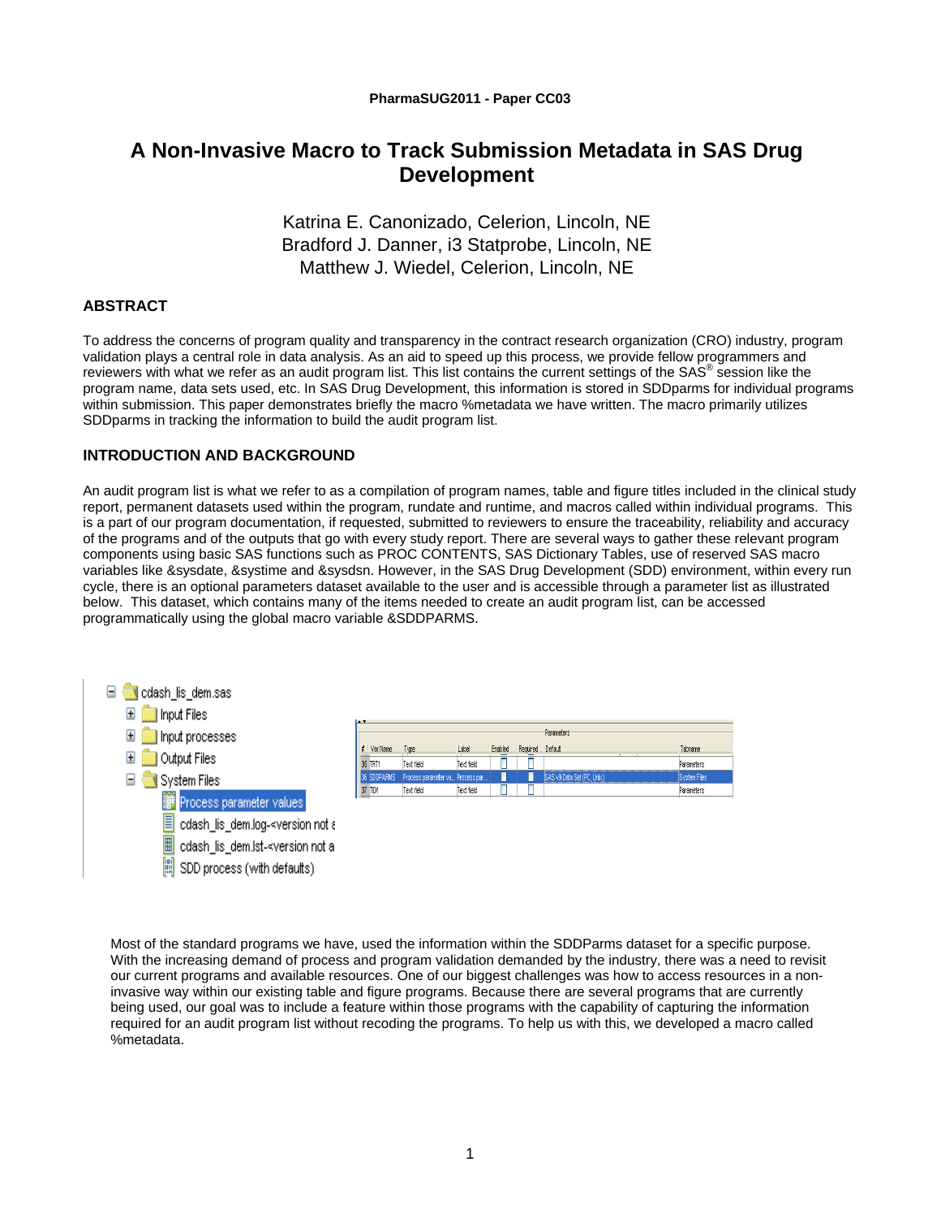PharmaSUG2011 - Paper CC03

# A Non-Invasive Macro to Track Submission Metadata in SAS Drug Development

Katrina E. Canonizado, Celerion, Lincoln, NE
Bradford J. Danner, i3 Statprobe, Lincoln, NE
Matthew J. Wiedel, Celerion, Lincoln, NE

## ABSTRACT

To address the concerns of program quality and transparency in the contract research organization (CRO) industry, program validation plays a central role in data analysis. As an aid to speed up this process, we provide fellow programmers and reviewers with what we refer as an audit program list. This list contains the current settings of the SAS® session like the program name, data sets used, etc. In SAS Drug Development, this information is stored in SDDparms for individual programs within submission. This paper demonstrates briefly the macro %metadata we have written. The macro primarily utilizes SDDparms in tracking the information to build the audit program list.

## INTRODUCTION AND BACKGROUND

An audit program list is what we refer to as a compilation of program names, table and figure titles included in the clinical study report, permanent datasets used within the program, rundate and runtime, and macros called within individual programs. This is a part of our program documentation, if requested, submitted to reviewers to ensure the traceability, reliability and accuracy of the programs and of the outputs that go with every study report. There are several ways to gather these relevant program components using basic SAS functions such as PROC CONTENTS, SAS Dictionary Tables, use of reserved SAS macro variables like &sysdate, &systime and &sysdsn. However, in the SAS Drug Development (SDD) environment, within every run cycle, there is an optional parameters dataset available to the user and is accessible through a parameter list as illustrated below. This dataset, which contains many of the items needed to create an audit program list, can be accessed programmatically using the global macro variable &SDDPARMS.

Most of the standard programs we have, used the information within the SDDParms dataset for a specific purpose. With the increasing demand of process and program validation demanded by the industry, there was a need to revisit our current programs and available resources. One of our biggest challenges was how to access resources in a non-invasive way within our existing table and figure programs. Because there are several programs that are currently being used, our goal was to include a feature within those programs with the capability of capturing the information required for an audit program list without recoding the programs. To help us with this, we developed a macro called %metadata.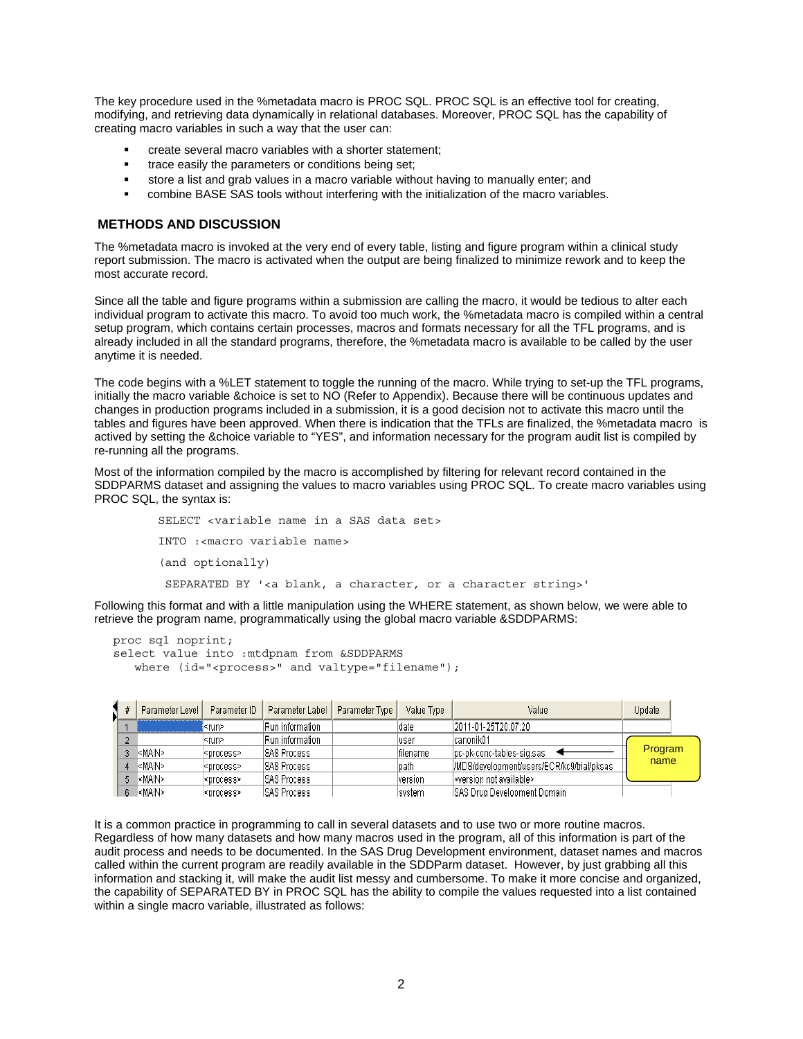The key procedure used in the %metadata macro is PROC SQL. PROC SQL is an effective tool for creating, modifying, and retrieving data dynamically in relational databases. Moreover, PROC SQL has the capability of creating macro variables in such a way that the user can:

- create several macro variables with a shorter statement;
- trace easily the parameters or conditions being set;
- store a list and grab values in a macro variable without having to manually enter; and
- combine BASE SAS tools without interfering with the initialization of the macro variables.

## METHODS AND DISCUSSION

The %metadata macro is invoked at the very end of every table, listing and figure program within a clinical study report submission. The macro is activated when the output are being finalized to minimize rework and to keep the most accurate record.

Since all the table and figure programs within a submission are calling the macro, it would be tedious to alter each individual program to activate this macro. To avoid too much work, the %metadata macro is compiled within a central setup program, which contains certain processes, macros and formats necessary for all the TFL programs, and is already included in all the standard programs, therefore, the %metadata macro is available to be called by the user anytime it is needed.

The code begins with a %LET statement to toggle the running of the macro. While trying to set-up the TFL programs, initially the macro variable &choice is set to NO (Refer to Appendix). Because there will be continuous updates and changes in production programs included in a submission, it is a good decision not to activate this macro until the tables and figures have been approved. When there is indication that the TFLs are finalized, the %metadata macro is actived by setting the &choice variable to "YES", and information necessary for the program audit list is compiled by re-running all the programs.

Most of the information compiled by the macro is accomplished by filtering for relevant record contained in the SDDPARMS dataset and assigning the values to macro variables using PROC SQL. To create macro variables using PROC SQL, the syntax is:

```
SELECT <variable name in a SAS data set>
INTO :<macro variable name>
(and optionally)
 SEPARATED BY '<a blank, a character, or a character string>'
```

Following this format and with a little manipulation using the WHERE statement, as shown below, we were able to retrieve the program name, programmatically using the global macro variable &SDDPARMS:

```
proc sql noprint;
select value into :mtdpnam from &SDDPARMS
   where (id="<process>" and valtype="filename");
```

| # | Parameter Level | Parameter ID | Parameter Label | Parameter Type | Value Type | Value | Update |
|---|---|---|---|---|---|---|---|
| 1 | | <run> | Run information | | date | 2011-01-25T20:07:20 | |
| 2 | | <run> | Run information | | user | canorik01 | |
| 3 | <MAIN> | <process> | SAS Process | | filename | pc-pk-conc-tables-sig.sas | |
| 4 | <MAIN> | <process> | SAS Process | | path | /MDS/development/users/ECR/kc9/trial/pksas | |
| 5 | <MAIN> | <process> | SAS Process | | version | <version not available> | |
| 6 | <MAIN> | <process> | SAS Process | | system | SAS Drug Development Domain | |

Program name

It is a common practice in programming to call in several datasets and to use two or more routine macros. Regardless of how many datasets and how many macros used in the program, all of this information is part of the audit process and needs to be documented. In the SAS Drug Development environment, dataset names and macros called within the current program are readily available in the SDDParm dataset. However, by just grabbing all this information and stacking it, will make the audit list messy and cumbersome. To make it more concise and organized, the capability of SEPARATED BY in PROC SQL has the ability to compile the values requested into a list contained within a single macro variable, illustrated as follows: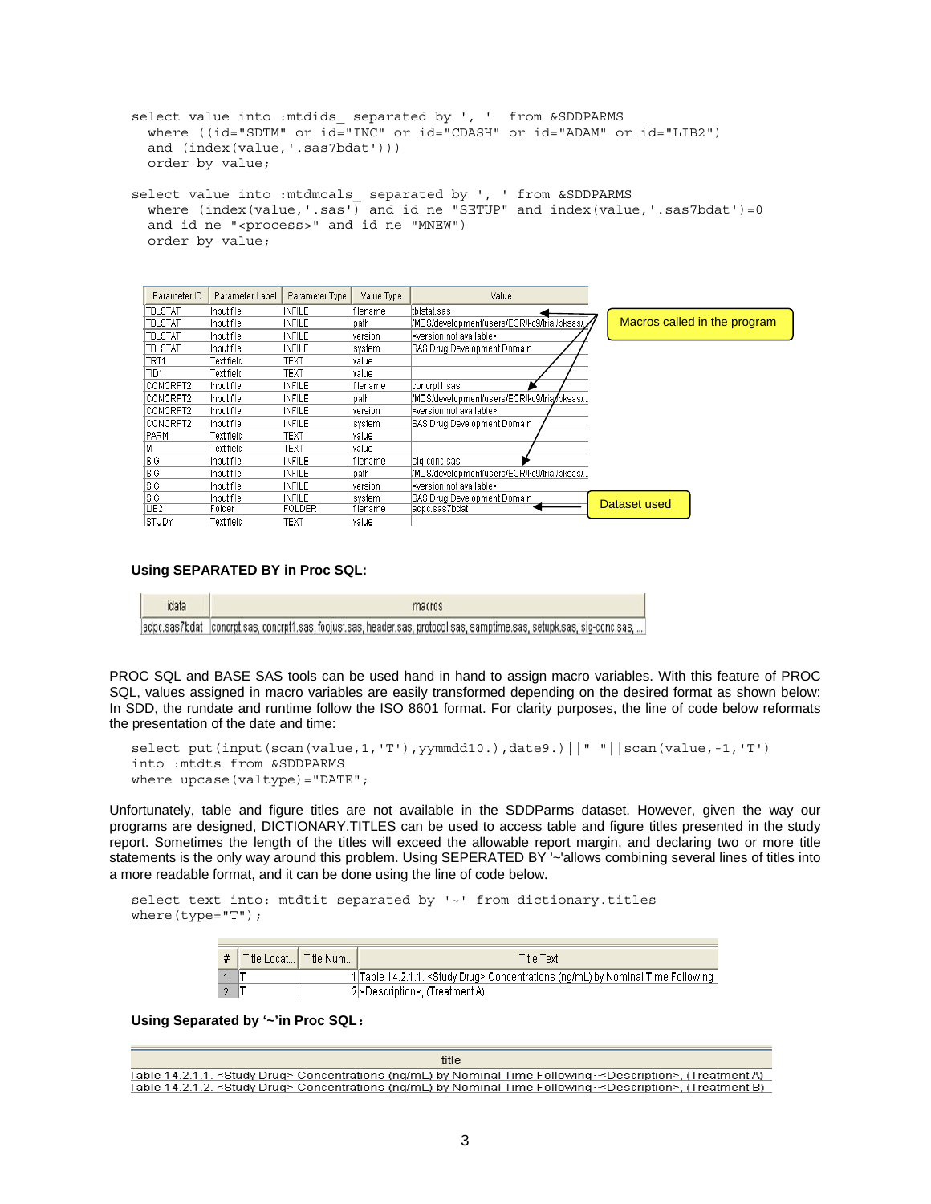```
select value into :mtdids_ separated by ', '  from &SDDPARMS
  where ((id="SDTM" or id="INC" or id="CDASH" or id="ADAM" or id="LIB2")
  and (index(value,'.sas7bdat')))
  order by value;

select value into :mtdmcals_ separated by ', ' from &SDDPARMS
  where (index(value,'.sas') and id ne "SETUP" and index(value,'.sas7bdat')=0
  and id ne "<process>" and id ne "MNEW")
  order by value;
```

| Parameter ID | Parameter Label | Parameter Type | Value Type | Value |
|---|---|---|---|---|
| TBLSTAT | Input file | INFILE | filename | tblstat.sas |
| TBLSTAT | Input file | INFILE | path | /MDS/development/users/ECR/kc9/trial/pksas/ |
| TBLSTAT | Input file | INFILE | version | <version not available> |
| TBLSTAT | Input file | INFILE | system | SAS Drug Development Domain |
| TRT1 | Text field | TEXT | value | |
| TID1 | Text field | TEXT | value | |
| CONCRPT2 | Input file | INFILE | filename | concrpt1.sas |
| CONCRPT2 | Input file | INFILE | path | /MDS/development/users/ECR/kc9/trial/pksas/... |
| CONCRPT2 | Input file | INFILE | version | <version not available> |
| CONCRPT2 | Input file | INFILE | system | SAS Drug Development Domain |
| PARM | Text field | TEXT | value | |
| M | Text field | TEXT | value | |
| SIG | Input file | INFILE | filename | sig-conc.sas |
| SIG | Input file | INFILE | path | /MDS/development/users/ECR/kc9/trial/pksas/... |
| SIG | Input file | INFILE | version | <version not available> |
| SIG | Input file | INFILE | system | SAS Drug Development Domain |
| LIB2 | Folder | FOLDER | filename | adpc.sas7bdat |
| STUDY | Text field | TEXT | value | |

Macros called in the program

Dataset used

**Using SEPARATED BY in Proc SQL:**

| idata | macros |
|---|---|
| adpc.sas7bdat | concrpt.sas, concrpt1.sas, footjust.sas, header.sas, protocol.sas, samptime.sas, setupk.sas, sig-conc.sas, ... |

PROC SQL and BASE SAS tools can be used hand in hand to assign macro variables. With this feature of PROC SQL, values assigned in macro variables are easily transformed depending on the desired format as shown below: In SDD, the rundate and runtime follow the ISO 8601 format. For clarity purposes, the line of code below reformats the presentation of the date and time:

```
select put(input(scan(value,1,'T'),yymmdd10.),date9.)||" "||scan(value,-1,'T')
into :mtdts from &SDDPARMS
where upcase(valtype)="DATE";
```

Unfortunately, table and figure titles are not available in the SDDParms dataset. However, given the way our programs are designed, DICTIONARY.TITLES can be used to access table and figure titles presented in the study report. Sometimes the length of the titles will exceed the allowable report margin, and declaring two or more title statements is the only way around this problem. Using SEPERATED BY '~'allows combining several lines of titles into a more readable format, and it can be done using the line of code below.

```
select text into: mtdtit separated by '~' from dictionary.titles
where(type="T");
```

| # | Title Locat... | Title Num... | Title Text |
|---|---|---|---|
| 1 | T | 1 | Table 14.2.1.1. <Study Drug> Concentrations (ng/mL) by Nominal Time Following |
| 2 | T | 2 | <Description>, (Treatment A) |

**Using Separated by '~'in Proc SQL:**

| title |
|---|
| Table 14.2.1.1. <Study Drug> Concentrations (ng/mL) by Nominal Time Following~<Description>, (Treatment A) |
| Table 14.2.1.2. <Study Drug> Concentrations (ng/mL) by Nominal Time Following~<Description>, (Treatment B) |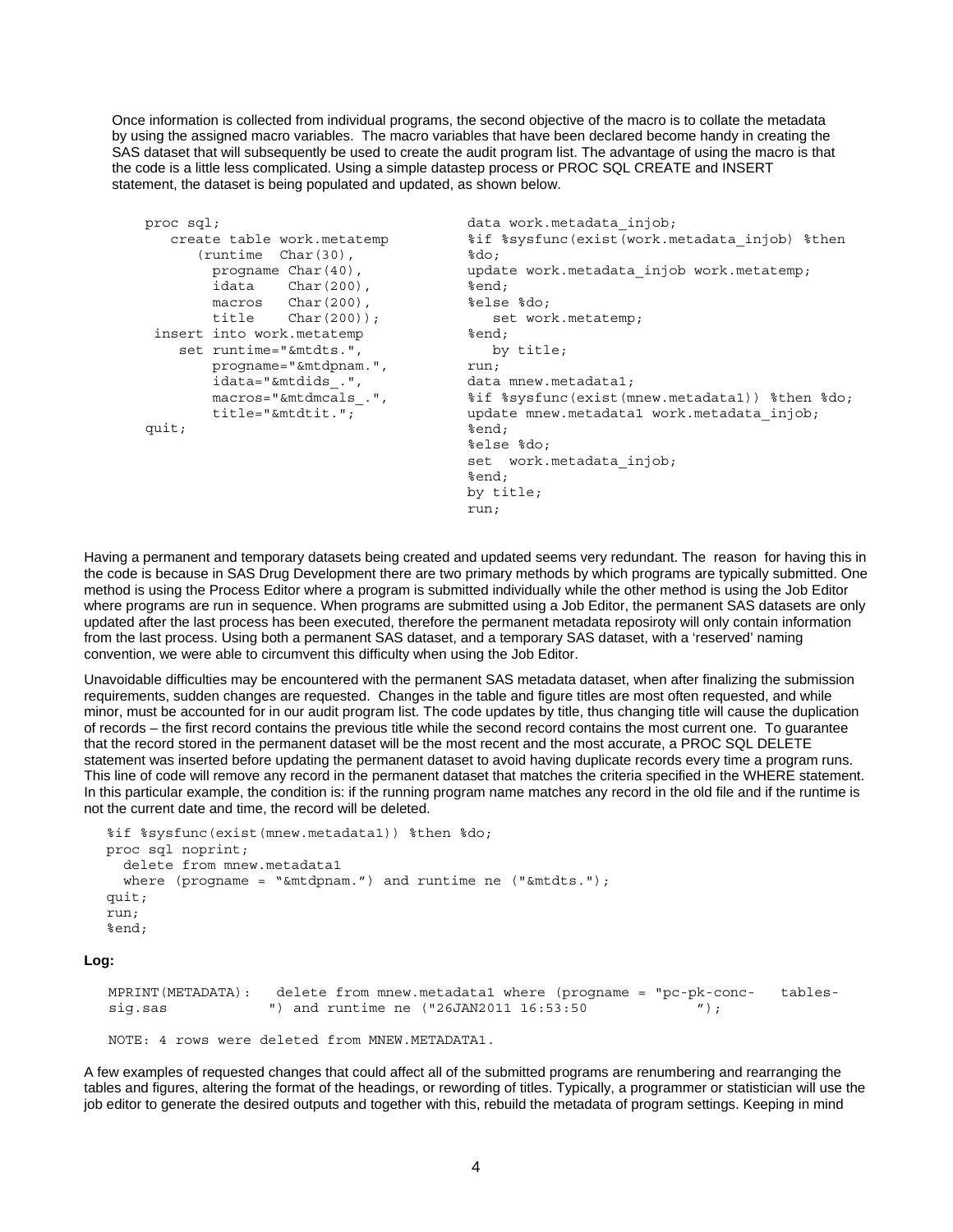Once information is collected from individual programs, the second objective of the macro is to collate the metadata by using the assigned macro variables. The macro variables that have been declared become handy in creating the SAS dataset that will subsequently be used to create the audit program list. The advantage of using the macro is that the code is a little less complicated. Using a simple datastep process or PROC SQL CREATE and INSERT statement, the dataset is being populated and updated, as shown below.

```
proc sql;
   create table work.metatemp
      (runtime  Char(30),
        progname Char(40),
        idata    Char(200),
        macros   Char(200),
        title    Char(200));
 insert into work.metatemp
    set runtime="&mtdts.",
        progname="&mtdpnam.",
        idata="&mtdids_.",
        macros="&mtdmcals_.",
        title="&mtdtit.";
quit;
```

```
data work.metadata_injob;
%if %sysfunc(exist(work.metadata_injob) %then
%do;
update work.metadata_injob work.metatemp;
%end;
%else %do;
   set work.metatemp;
%end;
   by title;
run;
data mnew.metadata1;
%if %sysfunc(exist(mnew.metadata1)) %then %do;
update mnew.metadata1 work.metadata_injob;
%end;
%else %do;
set  work.metadata_injob;
%end;
by title;
run;
```

Having a permanent and temporary datasets being created and updated seems very redundant. The reason for having this in the code is because in SAS Drug Development there are two primary methods by which programs are typically submitted. One method is using the Process Editor where a program is submitted individually while the other method is using the Job Editor where programs are run in sequence. When programs are submitted using a Job Editor, the permanent SAS datasets are only updated after the last process has been executed, therefore the permanent metadata reposiroty will only contain information from the last process. Using both a permanent SAS dataset, and a temporary SAS dataset, with a 'reserved' naming convention, we were able to circumvent this difficulty when using the Job Editor.

Unavoidable difficulties may be encountered with the permanent SAS metadata dataset, when after finalizing the submission requirements, sudden changes are requested. Changes in the table and figure titles are most often requested, and while minor, must be accounted for in our audit program list. The code updates by title, thus changing title will cause the duplication of records – the first record contains the previous title while the second record contains the most current one. To guarantee that the record stored in the permanent dataset will be the most recent and the most accurate, a PROC SQL DELETE statement was inserted before updating the permanent dataset to avoid having duplicate records every time a program runs. This line of code will remove any record in the permanent dataset that matches the criteria specified in the WHERE statement. In this particular example, the condition is: if the running program name matches any record in the old file and if the runtime is not the current date and time, the record will be deleted.

```
%if %sysfunc(exist(mnew.metadata1)) %then %do;
proc sql noprint;
  delete from mnew.metadata1
  where (progname = "&mtdpnam.") and runtime ne ("&mtdts.");
quit;
run;
%end;
```

**Log:**

```
MPRINT(METADATA):   delete from mnew.metadata1 where (progname = "pc-pk-conc-   tables-
sig.sas            ") and runtime ne ("26JAN2011 16:53:50             ");

NOTE: 4 rows were deleted from MNEW.METADATA1.
```

A few examples of requested changes that could affect all of the submitted programs are renumbering and rearranging the tables and figures, altering the format of the headings, or rewording of titles. Typically, a programmer or statistician will use the job editor to generate the desired outputs and together with this, rebuild the metadata of program settings. Keeping in mind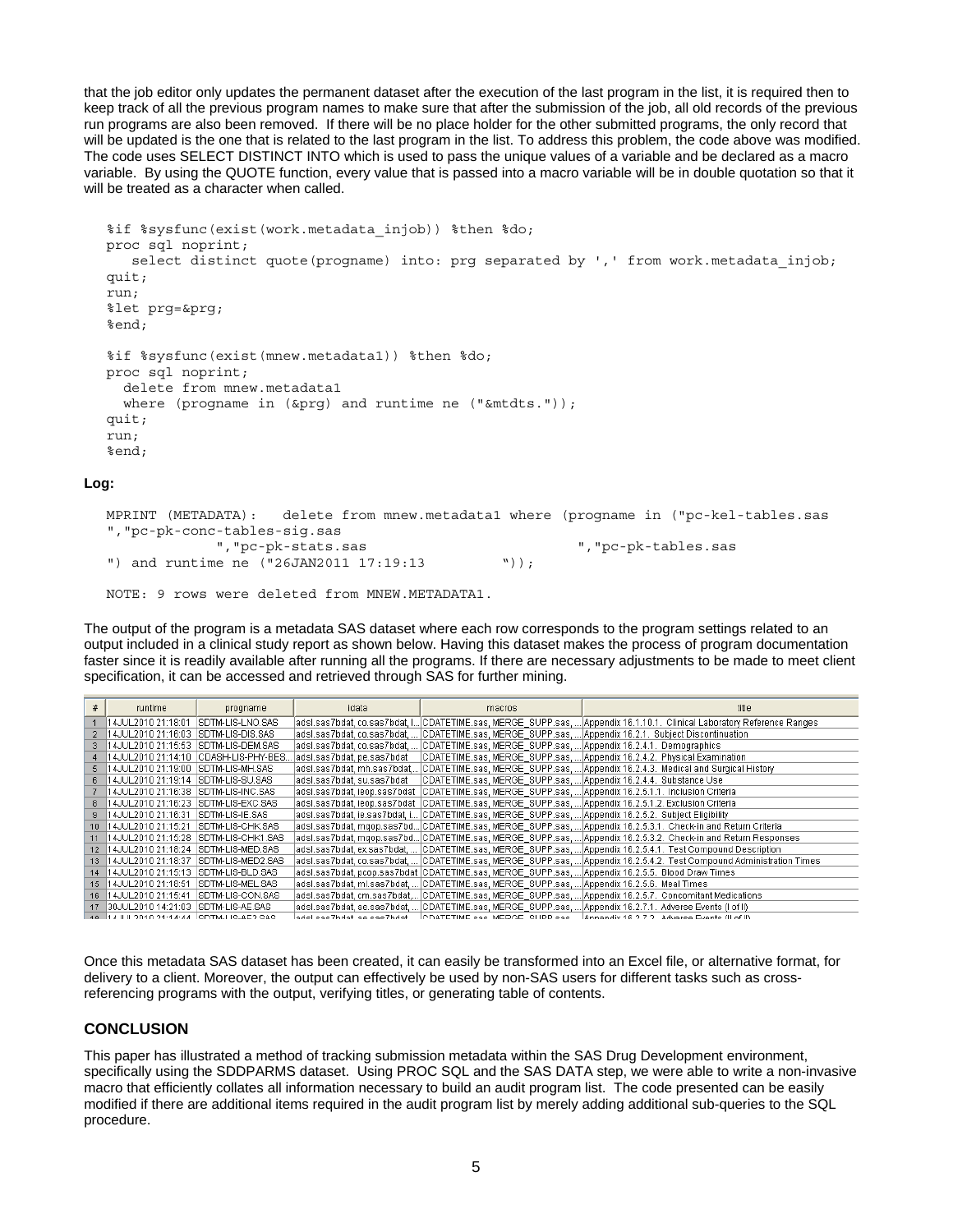that the job editor only updates the permanent dataset after the execution of the last program in the list, it is required then to keep track of all the previous program names to make sure that after the submission of the job, all old records of the previous run programs are also been removed. If there will be no place holder for the other submitted programs, the only record that will be updated is the one that is related to the last program in the list. To address this problem, the code above was modified. The code uses SELECT DISTINCT INTO which is used to pass the unique values of a variable and be declared as a macro variable. By using the QUOTE function, every value that is passed into a macro variable will be in double quotation so that it will be treated as a character when called.

```
%if %sysfunc(exist(work.metadata_injob)) %then %do;
proc sql noprint;
   select distinct quote(progname) into: prg separated by ',' from work.metadata_injob;
quit;
run;
%let prg=&prg;
%end;

%if %sysfunc(exist(mnew.metadata1)) %then %do;
proc sql noprint;
  delete from mnew.metadata1
  where (progname in (&prg) and runtime ne ("&mtdts."));
quit;
run;
%end;
```

**Log:**

```
MPRINT (METADATA):   delete from mnew.metadata1 where (progname in ("pc-kel-tables.sas
","pc-pk-conc-tables-sig.sas
           ","pc-pk-stats.sas                            ","pc-pk-tables.sas
") and runtime ne ("26JAN2011 17:19:13         "));

NOTE: 9 rows were deleted from MNEW.METADATA1.
```

The output of the program is a metadata SAS dataset where each row corresponds to the program settings related to an output included in a clinical study report as shown below. Having this dataset makes the process of program documentation faster since it is readily available after running all the programs. If there are necessary adjustments to be made to meet client specification, it can be accessed and retrieved through SAS for further mining.

| # | runtime | progname | idata | macros | title |
|---|---|---|---|---|---|
| 1 | 14JUL2010 21:18:01 | SDTM-LIS-LNO.SAS | adsl.sas7bdat, co.sas7bdat, l... | CDATETIME.sas, MERGE_SUPP.sas,... | Appendix 16.1.10.1. Clinical Laboratory Reference Ranges |
| 2 | 14JUL2010 21:16:03 | SDTM-LIS-DIS.SAS | adsl.sas7bdat, co.sas7bdat, ... | CDATETIME.sas, MERGE_SUPP.sas,... | Appendix 16.2.1. Subject Discontinuation |
| 3 | 14JUL2010 21:15:53 | SDTM-LIS-DEM.SAS | adsl.sas7bdat, co.sas7bdat, ... | CDATETIME.sas, MERGE_SUPP.sas,... | Appendix 16.2.4.1. Demographics |
| 4 | 14JUL2010 21:14:10 | CDASH-LIS-PHY-BES... | adsl.sas7bdat, pe.sas7bdat | CDATETIME.sas, MERGE_SUPP.sas,... | Appendix 16.2.4.2. Physical Examination |
| 5 | 14JUL2010 21:19:00 | SDTM-LIS-MH.SAS | adsl.sas7bdat, mh.sas7bdat,... | CDATETIME.sas, MERGE_SUPP.sas,... | Appendix 16.2.4.3. Medical and Surgical History |
| 6 | 14JUL2010 21:19:14 | SDTM-LIS-SU.SAS | adsl.sas7bdat, su.sas7bdat | CDATETIME.sas, MERGE_SUPP.sas,... | Appendix 16.2.4.4. Substance Use |
| 7 | 14JUL2010 21:16:38 | SDTM-LIS-INC.SAS | adsl.sas7bdat, ieop.sas7bdat | CDATETIME.sas, MERGE_SUPP.sas,... | Appendix 16.2.5.1.1. Inclusion Criteria |
| 8 | 14JUL2010 21:16:23 | SDTM-LIS-EXC.SAS | adsl.sas7bdat, ieop.sas7bdat | CDATETIME.sas, MERGE_SUPP.sas,... | Appendix 16.2.5.1.2. Exclusion Criteria |
| 9 | 14JUL2010 21:16:31 | SDTM-LIS-IE.SAS | adsl.sas7bdat, ie.sas7bdat, i... | CDATETIME.sas, MERGE_SUPP.sas,... | Appendix 16.2.5.2. Subject Eligibility |
| 10 | 14JUL2010 21:15:21 | SDTM-LIS-CHK.SAS | adsl.sas7bdat, mqop.sas7bd... | CDATETIME.sas, MERGE_SUPP.sas,... | Appendix 16.2.5.3.1. Check-in and Return Criteria |
| 11 | 14JUL2010 21:15:28 | SDTM-LIS-CHK1.SAS | adsl.sas7bdat, mqop.sas7bd... | CDATETIME.sas, MERGE_SUPP.sas,... | Appendix 16.2.5.3.2. Check-in and Return Responses |
| 12 | 14JUL2010 21:18:24 | SDTM-LIS-MED.SAS | adsl.sas7bdat, ex.sas7bdat, ... | CDATETIME.sas, MERGE_SUPP.sas,... | Appendix 16.2.5.4.1. Test Compound Description |
| 13 | 14JUL2010 21:18:37 | SDTM-LIS-MED2.SAS | adsl.sas7bdat, co.sas7bdat,... | CDATETIME.sas, MERGE_SUPP.sas,... | Appendix 16.2.5.4.2. Test Compound Administration Times |
| 14 | 14JUL2010 21:15:13 | SDTM-LIS-BLD.SAS | adsl.sas7bdat, pcop.sas7bdat | CDATETIME.sas, MERGE_SUPP.sas,... | Appendix 16.2.5.5. Blood Draw Times |
| 15 | 14JUL2010 21:18:51 | SDTM-LIS-MEL.SAS | adsl.sas7bdat, ml.sas7bdat, ... | CDATETIME.sas, MERGE_SUPP.sas,... | Appendix 16.2.5.6. Meal Times |
| 16 | 14JUL2010 21:15:41 | SDTM-LIS-CON.SAS | adsl.sas7bdat, cm.sas7bdat,... | CDATETIME.sas, MERGE_SUPP.sas,... | Appendix 16.2.5.7. Concomitant Medications |
| 17 | 30JUL2010 14:21:03 | SDTM-LIS-AE.SAS | adsl.sas7bdat, ae.sas7bdat, ... | CDATETIME.sas, MERGE_SUPP.sas,... | Appendix 16.2.7.1. Adverse Events (I of II) |
| 18 | 14JUL2010 21:14:44 | SDTM-LIS-AE2.SAS | adsl.sas7bdat, ae.sas7bdat | CDATETIME.sas, MERGE_SUPP.sas,... | Appendix 16.2.7.2. Adverse Events (II of II) |

Once this metadata SAS dataset has been created, it can easily be transformed into an Excel file, or alternative format, for delivery to a client. Moreover, the output can effectively be used by non-SAS users for different tasks such as cross-referencing programs with the output, verifying titles, or generating table of contents.

## CONCLUSION

This paper has illustrated a method of tracking submission metadata within the SAS Drug Development environment, specifically using the SDDPARMS dataset. Using PROC SQL and the SAS DATA step, we were able to write a non-invasive macro that efficiently collates all information necessary to build an audit program list. The code presented can be easily modified if there are additional items required in the audit program list by merely adding additional sub-queries to the SQL procedure.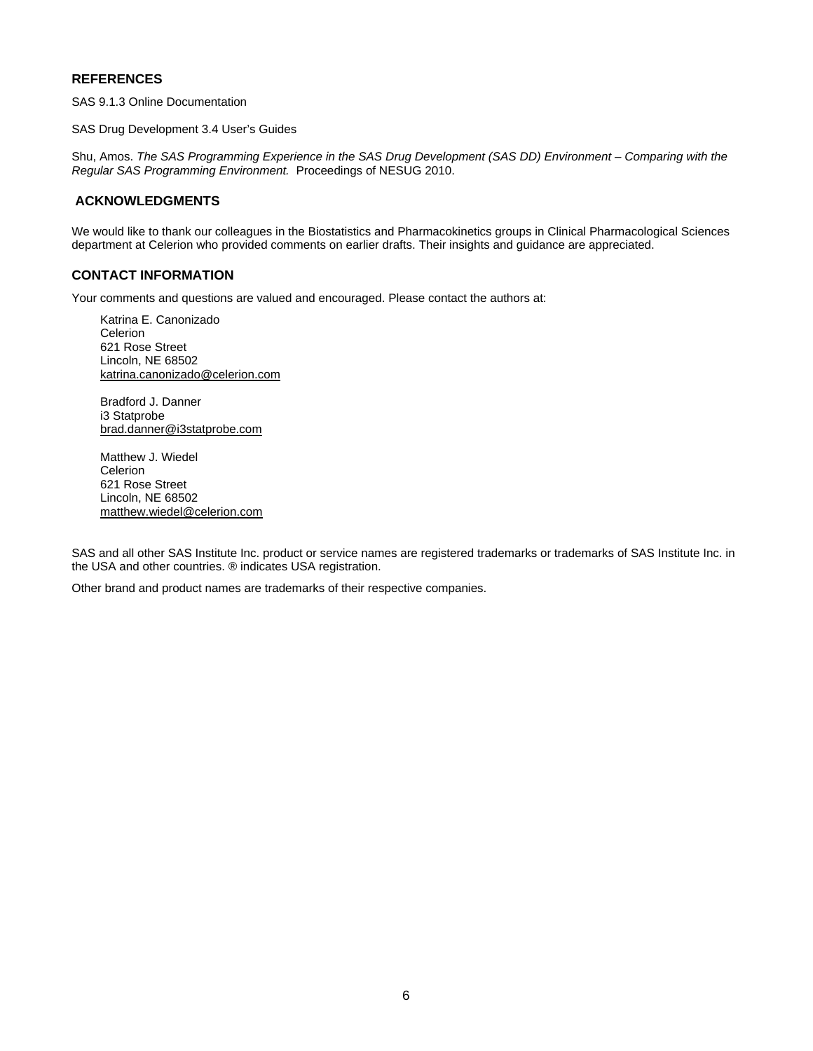## REFERENCES

SAS 9.1.3 Online Documentation

SAS Drug Development 3.4 User's Guides

Shu, Amos. *The SAS Programming Experience in the SAS Drug Development (SAS DD) Environment – Comparing with the Regular SAS Programming Environment.* Proceedings of NESUG 2010.

## ACKNOWLEDGMENTS

We would like to thank our colleagues in the Biostatistics and Pharmacokinetics groups in Clinical Pharmacological Sciences department at Celerion who provided comments on earlier drafts. Their insights and guidance are appreciated.

## CONTACT INFORMATION

Your comments and questions are valued and encouraged. Please contact the authors at:

Katrina E. Canonizado  
Celerion  
621 Rose Street  
Lincoln, NE 68502  
katrina.canonizado@celerion.com

Bradford J. Danner  
i3 Statprobe  
brad.danner@i3statprobe.com

Matthew J. Wiedel  
Celerion  
621 Rose Street  
Lincoln, NE 68502  
matthew.wiedel@celerion.com

SAS and all other SAS Institute Inc. product or service names are registered trademarks or trademarks of SAS Institute Inc. in the USA and other countries. ® indicates USA registration.

Other brand and product names are trademarks of their respective companies.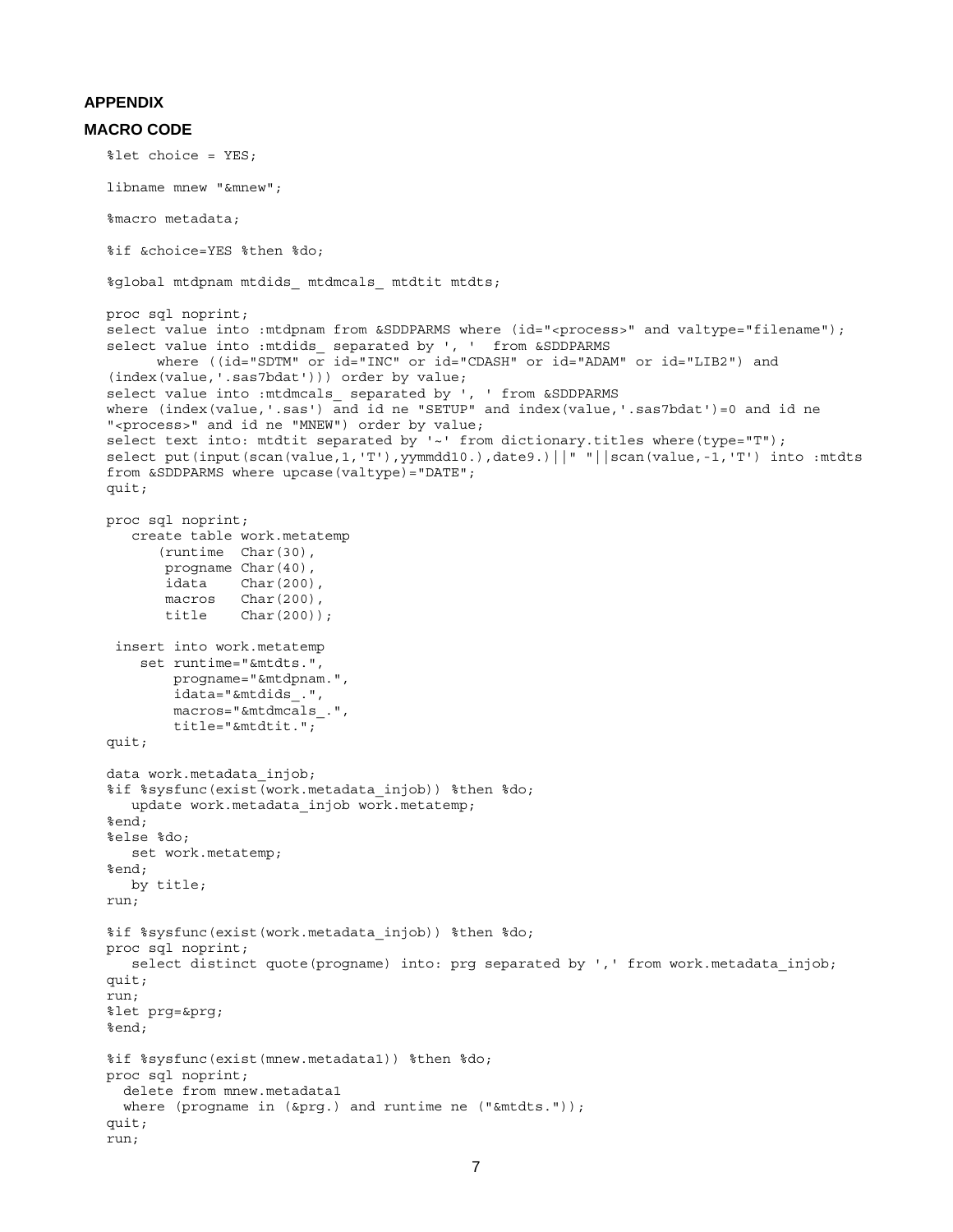**APPENDIX**

**MACRO CODE**

```
%let choice = YES;

libname mnew "&mnew";

%macro metadata;

%if &choice=YES %then %do;

%global mtdpnam mtdids_ mtdmcals_ mtdtit mtdts;

proc sql noprint;
select value into :mtdpnam from &SDDPARMS where (id="<process>" and valtype="filename");
select value into :mtdids_ separated by ', '  from &SDDPARMS
      where ((id="SDTM" or id="INC" or id="CDASH" or id="ADAM" or id="LIB2") and
(index(value,'.sas7bdat'))) order by value;
select value into :mtdmcals_ separated by ', ' from &SDDPARMS
where (index(value,'.sas') and id ne "SETUP" and index(value,'.sas7bdat')=0 and id ne
"<process>" and id ne "MNEW") order by value;
select text into: mtdtit separated by '~' from dictionary.titles where(type="T");
select put(input(scan(value,1,'T'),yymmdd10.),date9.)||" "||scan(value,-1,'T') into :mtdts
from &SDDPARMS where upcase(valtype)="DATE";
quit;

proc sql noprint;
   create table work.metatemp
      (runtime  Char(30),
       progname Char(40),
       idata    Char(200),
       macros   Char(200),
       title    Char(200));

 insert into work.metatemp
    set runtime="&mtdts.",
        progname="&mtdpnam.",
        idata="&mtdids_.",
        macros="&mtdmcals_.",
        title="&mtdtit.";
quit;

data work.metadata_injob;
%if %sysfunc(exist(work.metadata_injob)) %then %do;
   update work.metadata_injob work.metatemp;
%end;
%else %do;
   set work.metatemp;
%end;
   by title;
run;

%if %sysfunc(exist(work.metadata_injob)) %then %do;
proc sql noprint;
   select distinct quote(progname) into: prg separated by ',' from work.metadata_injob;
quit;
run;
%let prg=&prg;
%end;

%if %sysfunc(exist(mnew.metadata1)) %then %do;
proc sql noprint;
  delete from mnew.metadata1
  where (progname in (&prg.) and runtime ne ("&mtdts."));
quit;
run;
```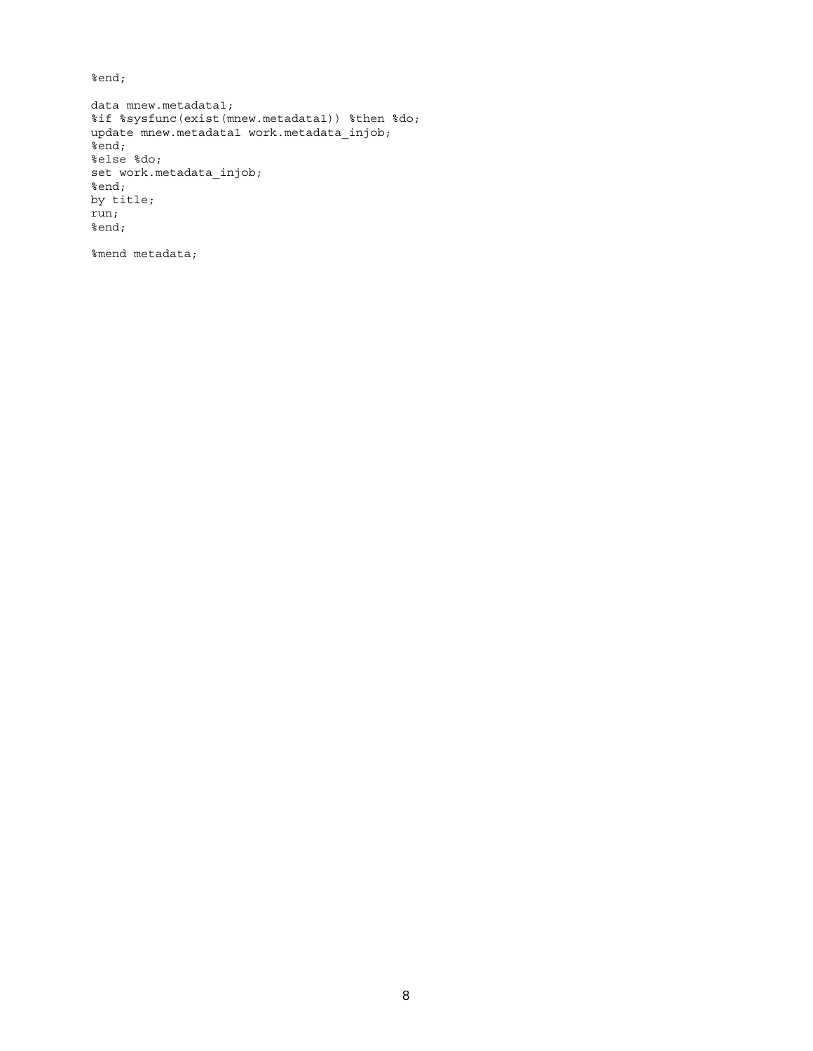```
%end;

data mnew.metadata1;
%if %sysfunc(exist(mnew.metadata1)) %then %do;
update mnew.metadata1 work.metadata_injob;
%end;
%else %do;
set work.metadata_injob;
%end;
by title;
run;
%end;

%mend metadata;
```